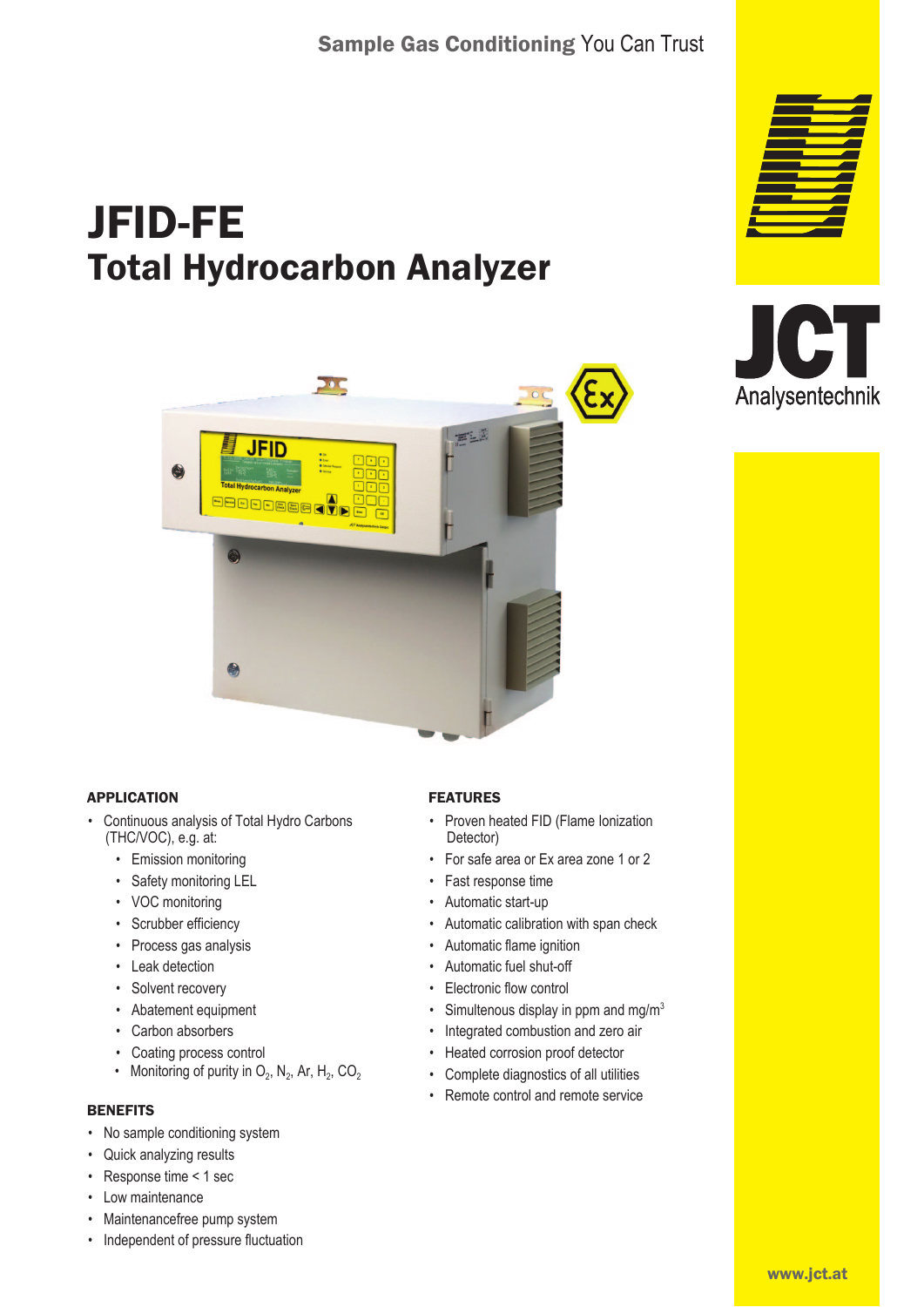Sample Gas Conditioning You Can Trust

# JFID-FE
## Total Hydrocarbon Analyzer

JCT Analysentechnik

### APPLICATION

- Continuous analysis of Total Hydro Carbons (THC/VOC), e.g. at:
  - Emission monitoring
  - Safety monitoring LEL
  - VOC monitoring
  - Scrubber efficiency
  - Process gas analysis
  - Leak detection
  - Solvent recovery
  - Abatement equipment
  - Carbon absorbers
  - Coating process control
  - Monitoring of purity in $O_2$, $N_2$, Ar, $H_2$, $CO_2$

### BENEFITS

- No sample conditioning system
- Quick analyzing results
- Response time < 1 sec
- Low maintenance
- Maintenancefree pump system
- Independent of pressure fluctuation

### FEATURES

- Proven heated FID (Flame Ionization Detector)
- For safe area or Ex area zone 1 or 2
- Fast response time
- Automatic start-up
- Automatic calibration with span check
- Automatic flame ignition
- Automatic fuel shut-off
- Electronic flow control
- Simultenous display in ppm and mg/m$^3$
- Integrated combustion and zero air
- Heated corrosion proof detector
- Complete diagnostics of all utilities
- Remote control and remote service

www.jct.at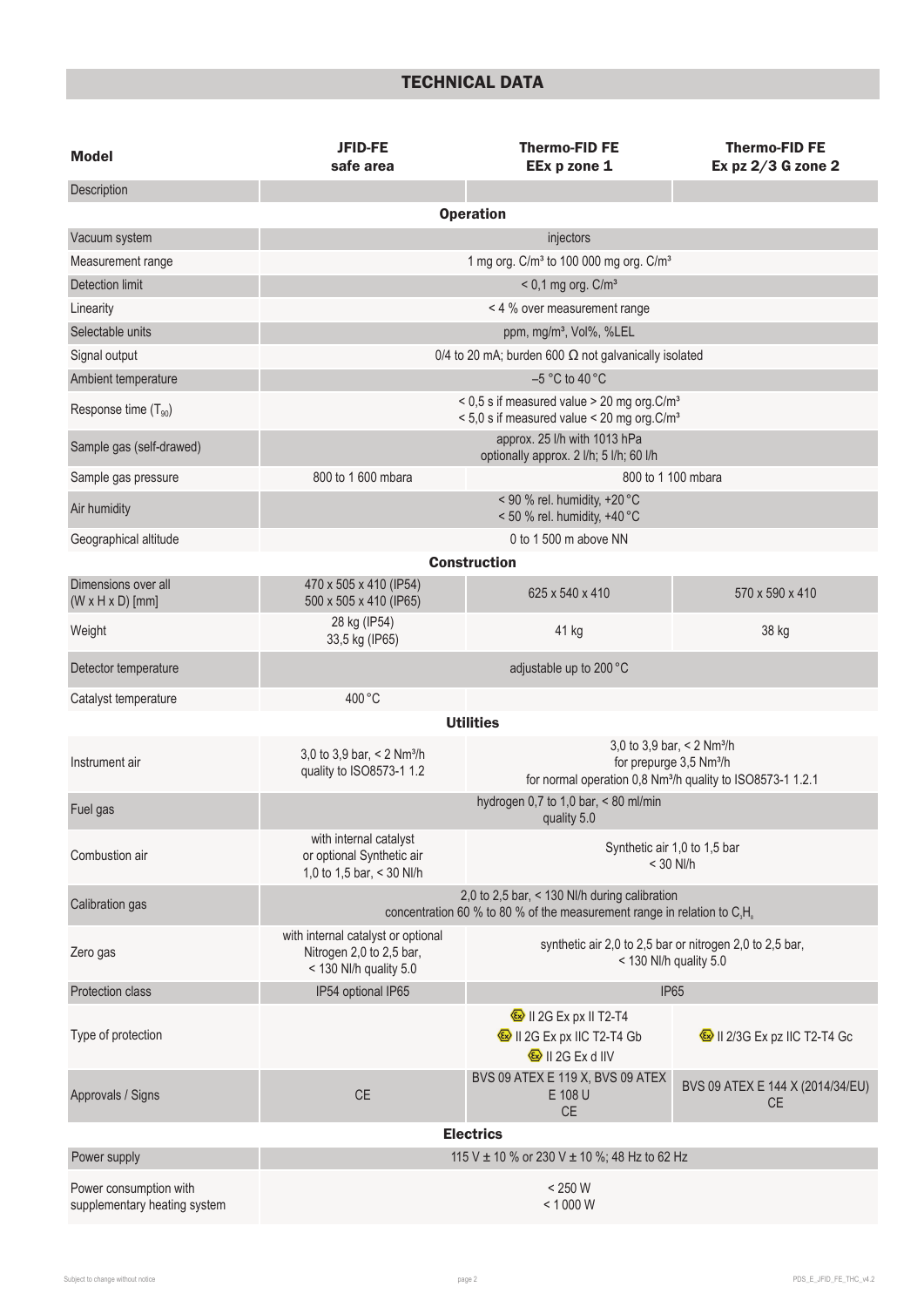## TECHNICAL DATA

| Model | JFID-FE safe area | Thermo-FID FE EEx p zone 1 | Thermo-FID FE Ex pz 2/3 G zone 2 |
|---|---|---|---|
| Description | | | |
| **Operation** | | | |
| Vacuum system | injectors | | |
| Measurement range | 1 mg org. C/m³ to 100 000 mg org. C/m³ | | |
| Detection limit | < 0,1 mg org. C/m³ | | |
| Linearity | < 4 % over measurement range | | |
| Selectable units | ppm, mg/m³, Vol%, %LEL | | |
| Signal output | 0/4 to 20 mA; burden 600 Ω not galvanically isolated | | |
| Ambient temperature | –5 °C to 40 °C | | |
| Response time ($T_{90}$) | < 0,5 s if measured value > 20 mg org.C/m³<br>< 5,0 s if measured value < 20 mg org.C/m³ | | |
| Sample gas (self-drawed) | approx. 25 l/h with 1013 hPa<br>optionally approx. 2 l/h; 5 l/h; 60 l/h | | |
| Sample gas pressure | 800 to 1 600 mbara | 800 to 1 100 mbara | |
| Air humidity | < 90 % rel. humidity, +20 °C<br>< 50 % rel. humidity, +40 °C | | |
| Geographical altitude | 0 to 1 500 m above NN | | |
| **Construction** | | | |
| Dimensions over all (W x H x D) [mm] | 470 x 505 x 410 (IP54)<br>500 x 505 x 410 (IP65) | 625 x 540 x 410 | 570 x 590 x 410 |
| Weight | 28 kg (IP54)<br>33,5 kg (IP65) | 41 kg | 38 kg |
| Detector temperature | adjustable up to 200 °C | | |
| Catalyst temperature | 400 °C | | |
| **Utilities** | | | |
| Instrument air | 3,0 to 3,9 bar, < 2 Nm³/h<br>quality to ISO8573-1 1.2 | 3,0 to 3,9 bar, < 2 Nm³/h<br>for prepurge 3,5 Nm³/h<br>for normal operation 0,8 Nm³/h quality to ISO8573-1 1.2.1 | |
| Fuel gas | hydrogen 0,7 to 1,0 bar, < 80 ml/min<br>quality 5.0 | | |
| Combustion air | with internal catalyst<br>or optional Synthetic air<br>1,0 to 1,5 bar, < 30 Nl/h | Synthetic air 1,0 to 1,5 bar<br>< 30 Nl/h | |
| Calibration gas | 2,0 to 2,5 bar, < 130 Nl/h during calibration<br>concentration 60 % to 80 % of the measurement range in relation to $C_3H_8$ | | |
| Zero gas | with internal catalyst or optional<br>Nitrogen 2,0 to 2,5 bar,<br>< 130 Nl/h quality 5.0 | synthetic air 2,0 to 2,5 bar or nitrogen 2,0 to 2,5 bar,<br>< 130 Nl/h quality 5.0 | |
| Protection class | IP54 optional IP65 | IP65 | |
| Type of protection | | Ex II 2G Ex px II T2-T4<br>Ex II 2G Ex px IIC T2-T4 Gb<br>Ex II 2G Ex d IIV | Ex II 2/3G Ex pz IIC T2-T4 Gc |
| Approvals / Signs | CE | BVS 09 ATEX E 119 X, BVS 09 ATEX E 108 U<br>CE | BVS 09 ATEX E 144 X (2014/34/EU)<br>CE |
| **Electrics** | | | |
| Power supply | 115 V ± 10 % or 230 V ± 10 %; 48 Hz to 62 Hz | | |
| Power consumption with supplementary heating system | < 250 W<br>< 1 000 W | | |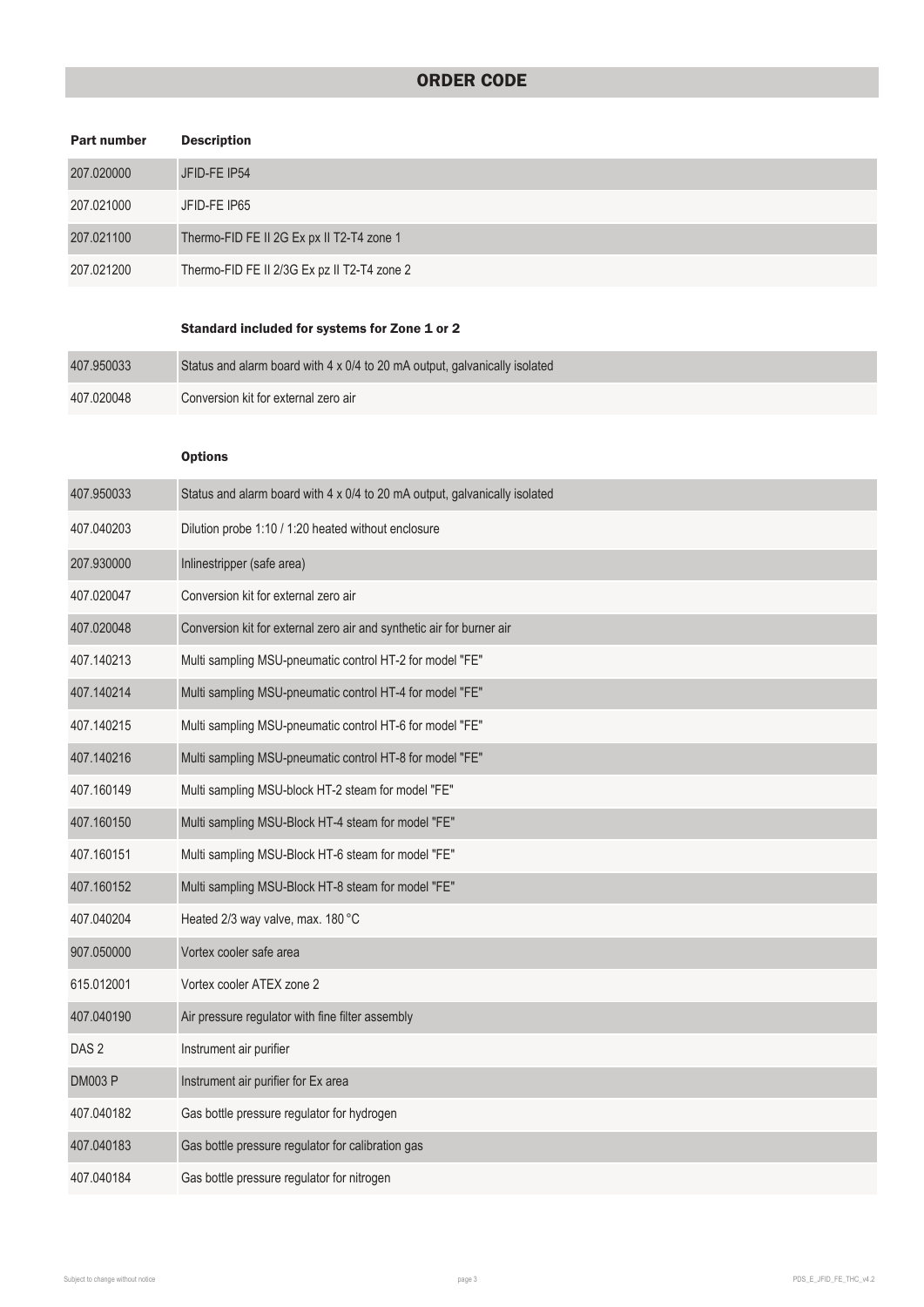# ORDER CODE

| Part number | Description |
|---|---|
| 207.020000 | JFID-FE IP54 |
| 207.021000 | JFID-FE IP65 |
| 207.021100 | Thermo-FID FE II 2G Ex px II T2-T4 zone 1 |
| 207.021200 | Thermo-FID FE II 2/3G Ex pz II T2-T4 zone 2 |

### Standard included for systems for Zone 1 or 2

| Part number | Description |
|---|---|
| 407.950033 | Status and alarm board with 4 x 0/4 to 20 mA output, galvanically isolated |
| 407.020048 | Conversion kit for external zero air |

### Options

| Part number | Description |
|---|---|
| 407.950033 | Status and alarm board with 4 x 0/4 to 20 mA output, galvanically isolated |
| 407.040203 | Dilution probe 1:10 / 1:20 heated without enclosure |
| 207.930000 | Inlinestripper (safe area) |
| 407.020047 | Conversion kit for external zero air |
| 407.020048 | Conversion kit for external zero air and synthetic air for burner air |
| 407.140213 | Multi sampling MSU-pneumatic control HT-2 for model "FE" |
| 407.140214 | Multi sampling MSU-pneumatic control HT-4 for model "FE" |
| 407.140215 | Multi sampling MSU-pneumatic control HT-6 for model "FE" |
| 407.140216 | Multi sampling MSU-pneumatic control HT-8 for model "FE" |
| 407.160149 | Multi sampling MSU-block HT-2 steam for model "FE" |
| 407.160150 | Multi sampling MSU-Block HT-4 steam for model "FE" |
| 407.160151 | Multi sampling MSU-Block HT-6 steam for model "FE" |
| 407.160152 | Multi sampling MSU-Block HT-8 steam for model "FE" |
| 407.040204 | Heated 2/3 way valve, max. 180 °C |
| 907.050000 | Vortex cooler safe area |
| 615.012001 | Vortex cooler ATEX zone 2 |
| 407.040190 | Air pressure regulator with fine filter assembly |
| DAS 2 | Instrument air purifier |
| DM003 P | Instrument air purifier for Ex area |
| 407.040182 | Gas bottle pressure regulator for hydrogen |
| 407.040183 | Gas bottle pressure regulator for calibration gas |
| 407.040184 | Gas bottle pressure regulator for nitrogen |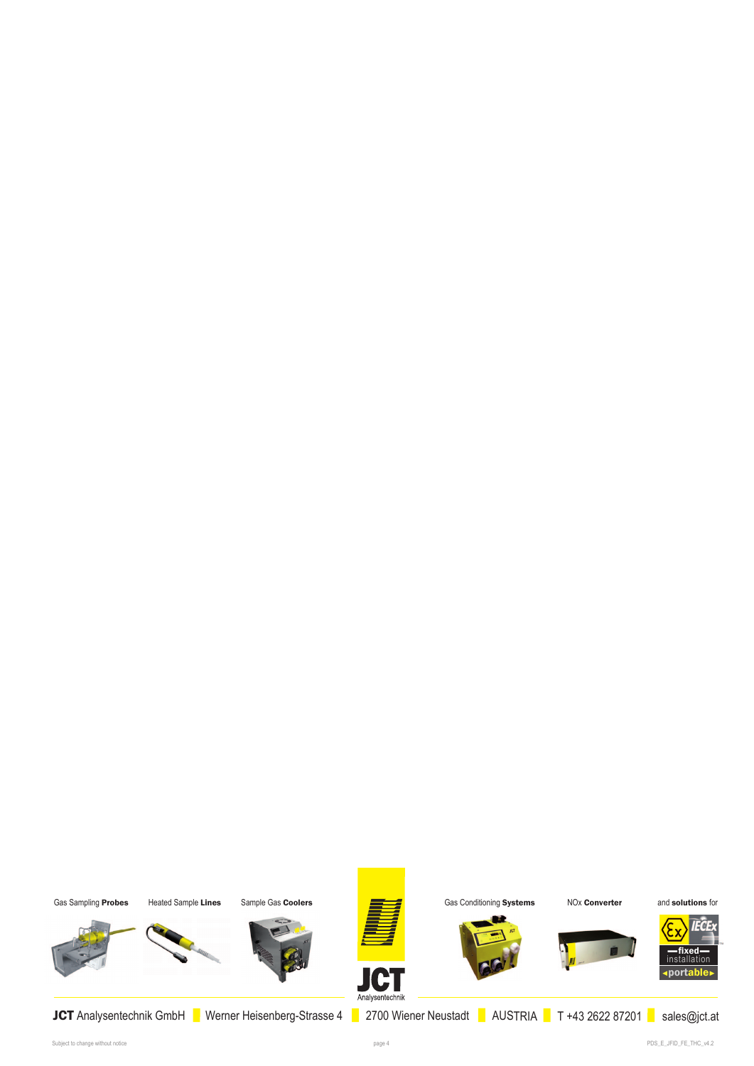Gas Sampling **Probes** | Heated Sample **Lines** | Sample Gas **Coolers** | Gas Conditioning **Systems** | NOx **Converter** | and **solutions** for

**JCT** Analysentechnik GmbH | Werner Heisenberg-Strasse 4 | 2700 Wiener Neustadt | AUSTRIA | T +43 2622 87201 | sales@jct.at

Subject to change without notice

PDS_E_JFID_FE_THC_v4.2